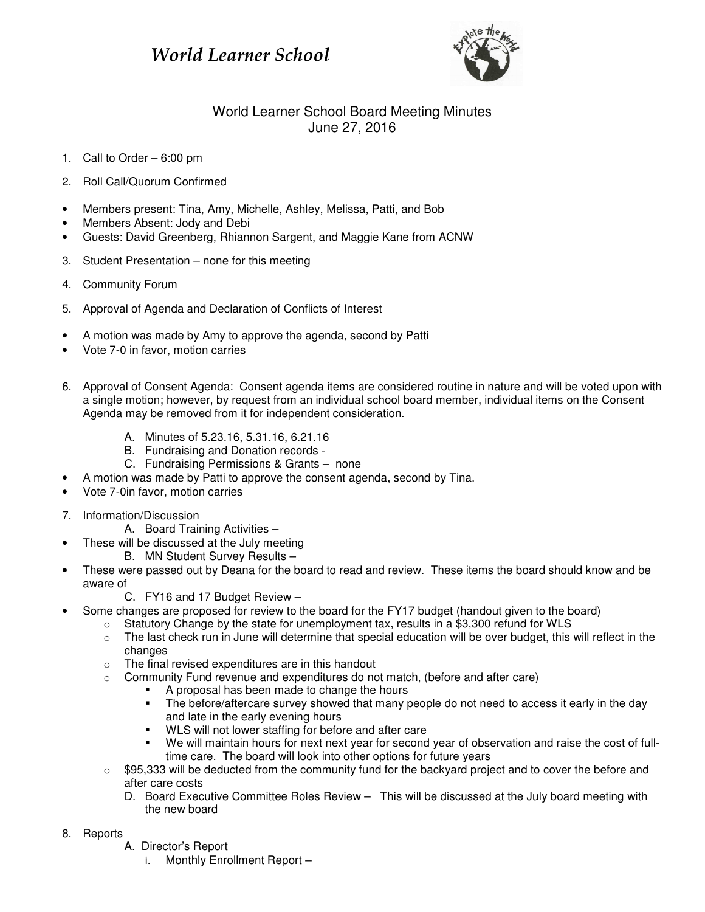# *World Learner School*

## World Learner School Board Meeting Minutes
## June 27, 2016

1. Call to Order – 6:00 pm
2. Roll Call/Quorum Confirmed

- Members present: Tina, Amy, Michelle, Ashley, Melissa, Patti, and Bob
- Members Absent: Jody and Debi
- Guests: David Greenberg, Rhiannon Sargent, and Maggie Kane from ACNW

3. Student Presentation – none for this meeting
4. Community Forum
5. Approval of Agenda and Declaration of Conflicts of Interest

- A motion was made by Amy to approve the agenda, second by Patti
- Vote 7-0 in favor, motion carries

6. Approval of Consent Agenda: Consent agenda items are considered routine in nature and will be voted upon with a single motion; however, by request from an individual school board member, individual items on the Consent Agenda may be removed from it for independent consideration.
   - A. Minutes of 5.23.16, 5.31.16, 6.21.16
   - B. Fundraising and Donation records -
   - C. Fundraising Permissions & Grants – none

- A motion was made by Patti to approve the consent agenda, second by Tina.
- Vote 7-0in favor, motion carries

7. Information/Discussion
   - A. Board Training Activities –
- These will be discussed at the July meeting
   - B. MN Student Survey Results –
- These were passed out by Deana for the board to read and review. These items the board should know and be aware of
   - C. FY16 and 17 Budget Review –
- Some changes are proposed for review to the board for the FY17 budget (handout given to the board)
  - Statutory Change by the state for unemployment tax, results in a $3,300 refund for WLS
  - The last check run in June will determine that special education will be over budget, this will reflect in the changes
  - The final revised expenditures are in this handout
  - Community Fund revenue and expenditures do not match, (before and after care)
    - A proposal has been made to change the hours
    - The before/aftercare survey showed that many people do not need to access it early in the day and late in the early evening hours
    - WLS will not lower staffing for before and after care
    - We will maintain hours for next next year for second year of observation and raise the cost of full-time care. The board will look into other options for future years
  - $95,333 will be deducted from the community fund for the backyard project and to cover the before and after care costs
   - D. Board Executive Committee Roles Review – This will be discussed at the July board meeting with the new board

8. Reports
   - A. Director's Report
     - i. Monthly Enrollment Report –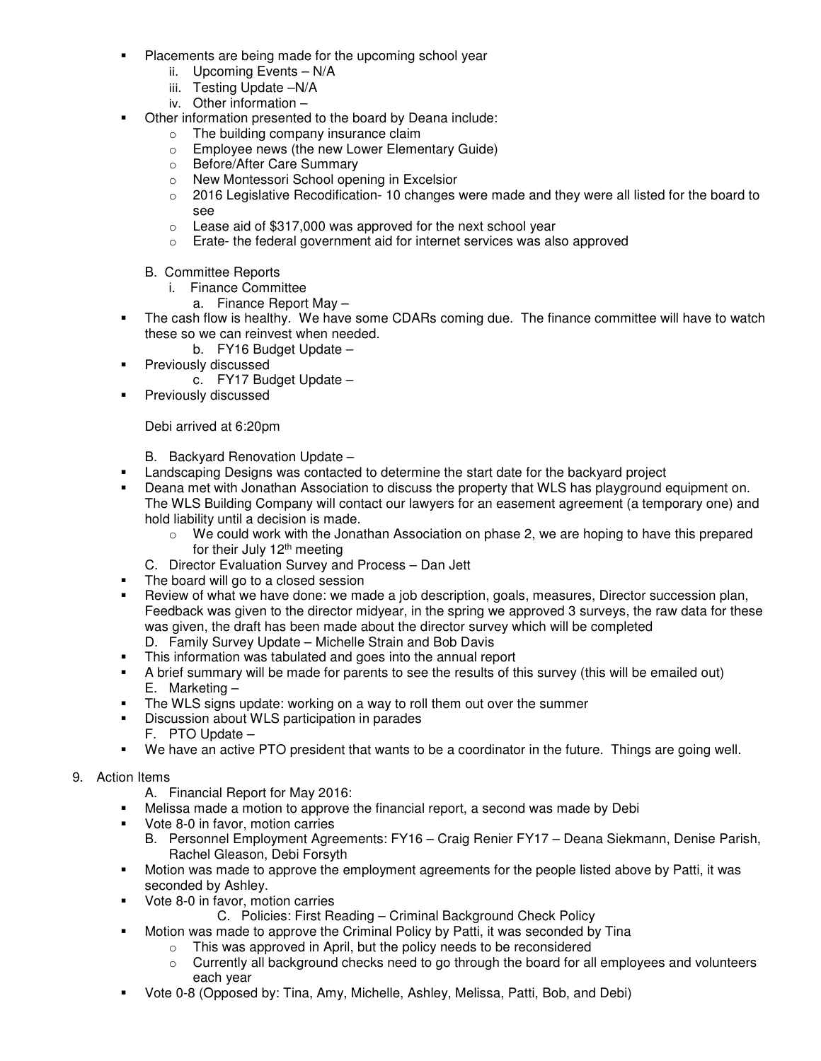- Placements are being made for the upcoming school year
  - ii. Upcoming Events – N/A
  - iii. Testing Update –N/A
  - iv. Other information –
- Other information presented to the board by Deana include:
  - The building company insurance claim
  - Employee news (the new Lower Elementary Guide)
  - Before/After Care Summary
  - New Montessori School opening in Excelsior
  - 2016 Legislative Recodification- 10 changes were made and they were all listed for the board to see
  - Lease aid of $317,000 was approved for the next school year
  - Erate- the federal government aid for internet services was also approved

B. Committee Reports

i. Finance Committee

a. Finance Report May –

- The cash flow is healthy. We have some CDARs coming due. The finance committee will have to watch these so we can reinvest when needed.

b. FY16 Budget Update –

- Previously discussed

c. FY17 Budget Update –

- Previously discussed

Debi arrived at 6:20pm

B. Backyard Renovation Update –

- Landscaping Designs was contacted to determine the start date for the backyard project
- Deana met with Jonathan Association to discuss the property that WLS has playground equipment on. The WLS Building Company will contact our lawyers for an easement agreement (a temporary one) and hold liability until a decision is made.
  - We could work with the Jonathan Association on phase 2, we are hoping to have this prepared for their July 12th meeting

C. Director Evaluation Survey and Process – Dan Jett

- The board will go to a closed session
- Review of what we have done: we made a job description, goals, measures, Director succession plan, Feedback was given to the director midyear, in the spring we approved 3 surveys, the raw data for these was given, the draft has been made about the director survey which will be completed

D. Family Survey Update – Michelle Strain and Bob Davis

- This information was tabulated and goes into the annual report
- A brief summary will be made for parents to see the results of this survey (this will be emailed out)

E. Marketing –

- The WLS signs update: working on a way to roll them out over the summer
- Discussion about WLS participation in parades

F. PTO Update –

- We have an active PTO president that wants to be a coordinator in the future. Things are going well.

9. Action Items

A. Financial Report for May 2016:

- Melissa made a motion to approve the financial report, a second was made by Debi
- Vote 8-0 in favor, motion carries

B. Personnel Employment Agreements: FY16 – Craig Renier FY17 – Deana Siekmann, Denise Parish, Rachel Gleason, Debi Forsyth

- Motion was made to approve the employment agreements for the people listed above by Patti, it was seconded by Ashley.
- Vote 8-0 in favor, motion carries

C. Policies: First Reading – Criminal Background Check Policy

- Motion was made to approve the Criminal Policy by Patti, it was seconded by Tina
  - This was approved in April, but the policy needs to be reconsidered
  - Currently all background checks need to go through the board for all employees and volunteers each year
- Vote 0-8 (Opposed by: Tina, Amy, Michelle, Ashley, Melissa, Patti, Bob, and Debi)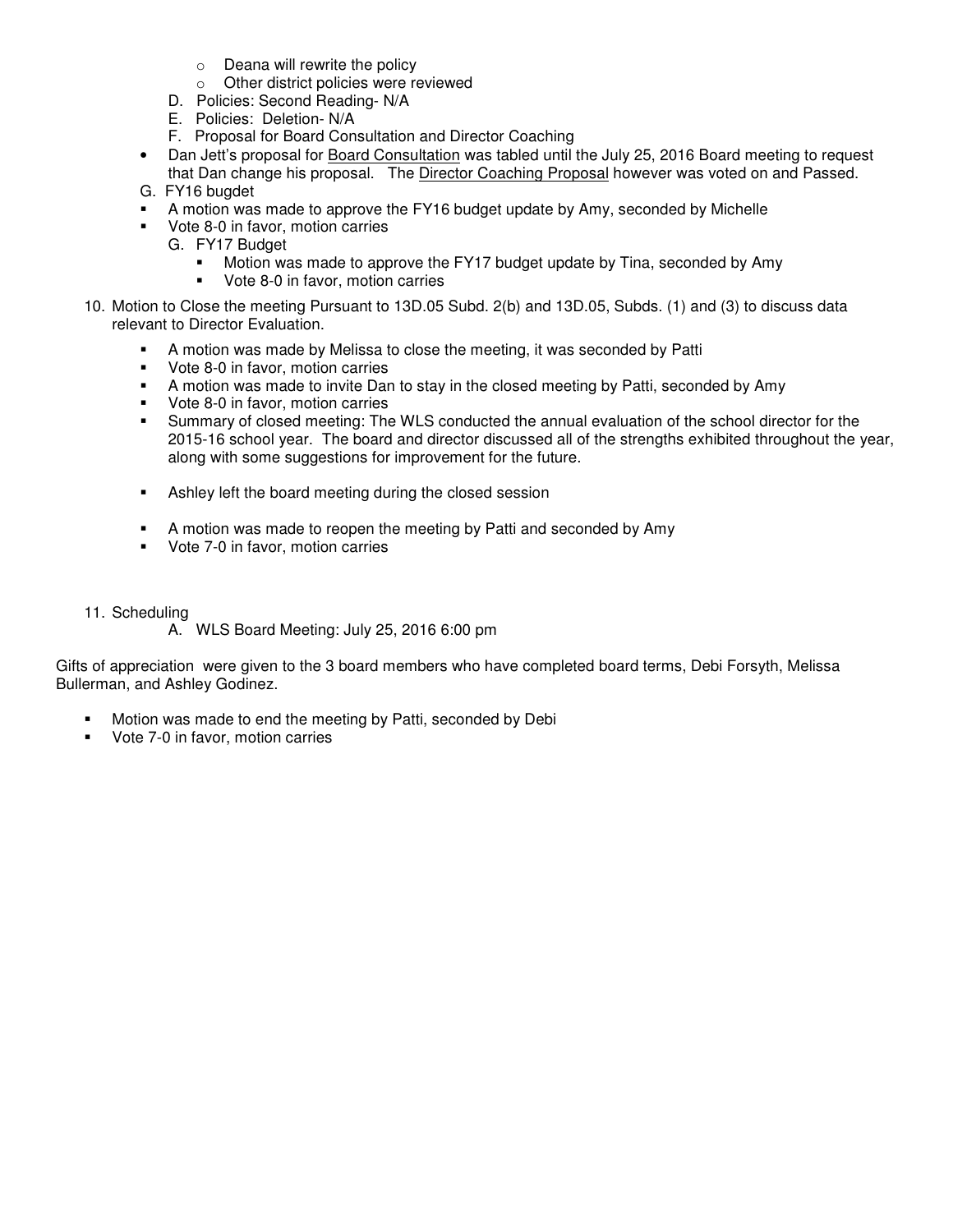- Deana will rewrite the policy
  - Other district policies were reviewed

D. Policies: Second Reading- N/A

E. Policies: Deletion- N/A

F. Proposal for Board Consultation and Director Coaching

- Dan Jett's proposal for Board Consultation was tabled until the July 25, 2016 Board meeting to request that Dan change his proposal. The Director Coaching Proposal however was voted on and Passed.

G. FY16 bugdet

- A motion was made to approve the FY16 budget update by Amy, seconded by Michelle
- Vote 8-0 in favor, motion carries

G. FY17 Budget

- Motion was made to approve the FY17 budget update by Tina, seconded by Amy
- Vote 8-0 in favor, motion carries

10. Motion to Close the meeting Pursuant to 13D.05 Subd. 2(b) and 13D.05, Subds. (1) and (3) to discuss data relevant to Director Evaluation.
    - A motion was made by Melissa to close the meeting, it was seconded by Patti
    - Vote 8-0 in favor, motion carries
    - A motion was made to invite Dan to stay in the closed meeting by Patti, seconded by Amy
    - Vote 8-0 in favor, motion carries
    - Summary of closed meeting: The WLS conducted the annual evaluation of the school director for the 2015-16 school year. The board and director discussed all of the strengths exhibited throughout the year, along with some suggestions for improvement for the future.
    - Ashley left the board meeting during the closed session
    - A motion was made to reopen the meeting by Patti and seconded by Amy
    - Vote 7-0 in favor, motion carries

11. Scheduling

    A. WLS Board Meeting: July 25, 2016 6:00 pm

Gifts of appreciation were given to the 3 board members who have completed board terms, Debi Forsyth, Melissa Bullerman, and Ashley Godinez.

- Motion was made to end the meeting by Patti, seconded by Debi
- Vote 7-0 in favor, motion carries